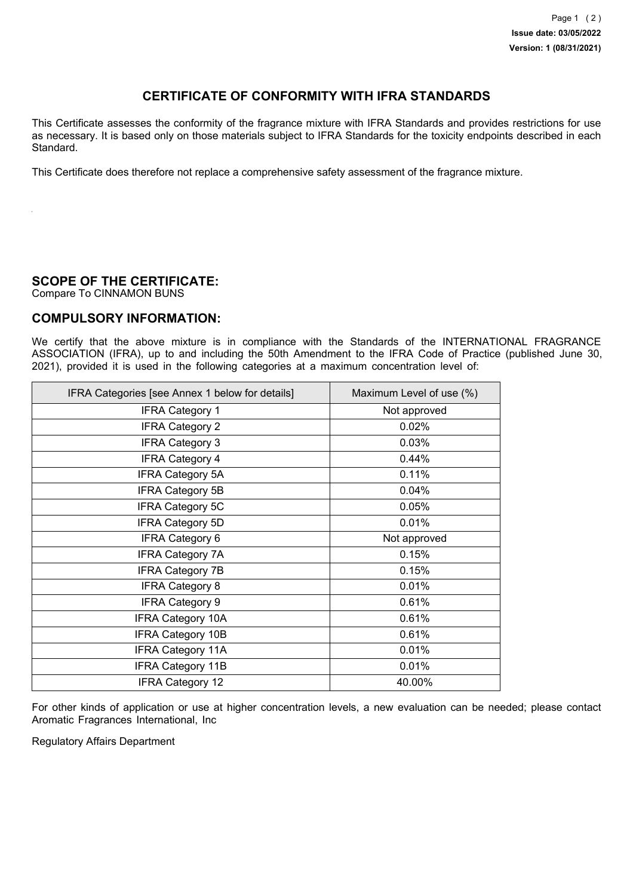# CERTIFICATE OF CONFORMITY WITH IFRA STANDARDS

This Certificate assesses the conformity of the fragrance mixture with IFRA Standards and provides restrictions for use as necessary. It is based only on those materials subject to IFRA Standards for the toxicity endpoints described in each Standard.

This Certificate does therefore not replace a comprehensive safety assessment of the fragrance mixture.

## SCOPE OF THE CERTIFICATE:

Compare To CINNAMON BUNS

## COMPULSORY INFORMATION:

We certify that the above mixture is in compliance with the Standards of the INTERNATIONAL FRAGRANCE ASSOCIATION (IFRA), up to and including the 50th Amendment to the IFRA Code of Practice (published June 30, 2021), provided it is used in the following categories at a maximum concentration level of:

| IFRA Categories [see Annex 1 below for details] | Maximum Level of use (%) |
|---|---|
| IFRA Category 1 | Not approved |
| IFRA Category 2 | 0.02% |
| IFRA Category 3 | 0.03% |
| IFRA Category 4 | 0.44% |
| IFRA Category 5A | 0.11% |
| IFRA Category 5B | 0.04% |
| IFRA Category 5C | 0.05% |
| IFRA Category 5D | 0.01% |
| IFRA Category 6 | Not approved |
| IFRA Category 7A | 0.15% |
| IFRA Category 7B | 0.15% |
| IFRA Category 8 | 0.01% |
| IFRA Category 9 | 0.61% |
| IFRA Category 10A | 0.61% |
| IFRA Category 10B | 0.61% |
| IFRA Category 11A | 0.01% |
| IFRA Category 11B | 0.01% |
| IFRA Category 12 | 40.00% |

For other kinds of application or use at higher concentration levels, a new evaluation can be needed; please contact Aromatic Fragrances International, Inc

Regulatory Affairs Department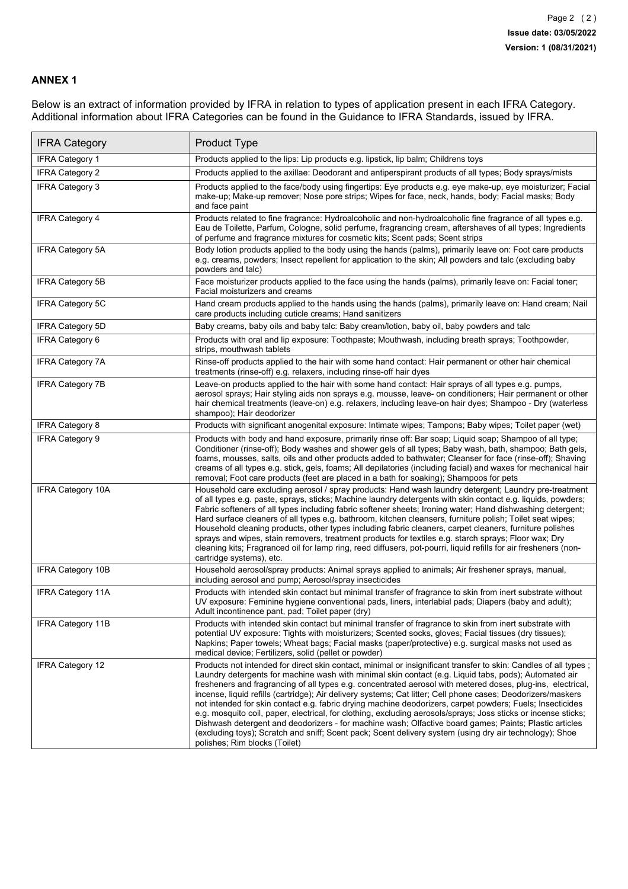## ANNEX 1

Below is an extract of information provided by IFRA in relation to types of application present in each IFRA Category. Additional information about IFRA Categories can be found in the Guidance to IFRA Standards, issued by IFRA.

| IFRA Category | Product Type |
|---|---|
| IFRA Category 1 | Products applied to the lips: Lip products e.g. lipstick, lip balm; Childrens toys |
| IFRA Category 2 | Products applied to the axillae: Deodorant and antiperspirant products of all types; Body sprays/mists |
| IFRA Category 3 | Products applied to the face/body using fingertips: Eye products e.g. eye make-up, eye moisturizer; Facial make-up; Make-up remover; Nose pore strips; Wipes for face, neck, hands, body; Facial masks; Body and face paint |
| IFRA Category 4 | Products related to fine fragrance: Hydroalcoholic and non-hydroalcoholic fine fragrance of all types e.g. Eau de Toilette, Parfum, Cologne, solid perfume, fragrancing cream, aftershaves of all types; Ingredients of perfume and fragrance mixtures for cosmetic kits; Scent pads; Scent strips |
| IFRA Category 5A | Body lotion products applied to the body using the hands (palms), primarily leave on: Foot care products e.g. creams, powders; Insect repellent for application to the skin; All powders and talc (excluding baby powders and talc) |
| IFRA Category 5B | Face moisturizer products applied to the face using the hands (palms), primarily leave on: Facial toner; Facial moisturizers and creams |
| IFRA Category 5C | Hand cream products applied to the hands using the hands (palms), primarily leave on: Hand cream; Nail care products including cuticle creams; Hand sanitizers |
| IFRA Category 5D | Baby creams, baby oils and baby talc: Baby cream/lotion, baby oil, baby powders and talc |
| IFRA Category 6 | Products with oral and lip exposure: Toothpaste; Mouthwash, including breath sprays; Toothpowder, strips, mouthwash tablets |
| IFRA Category 7A | Rinse-off products applied to the hair with some hand contact: Hair permanent or other hair chemical treatments (rinse-off) e.g. relaxers, including rinse-off hair dyes |
| IFRA Category 7B | Leave-on products applied to the hair with some hand contact: Hair sprays of all types e.g. pumps, aerosol sprays; Hair styling aids non sprays e.g. mousse, leave- on conditioners; Hair permanent or other hair chemical treatments (leave-on) e.g. relaxers, including leave-on hair dyes; Shampoo - Dry (waterless shampoo); Hair deodorizer |
| IFRA Category 8 | Products with significant anogenital exposure: Intimate wipes; Tampons; Baby wipes; Toilet paper (wet) |
| IFRA Category 9 | Products with body and hand exposure, primarily rinse off: Bar soap; Liquid soap; Shampoo of all type; Conditioner (rinse-off); Body washes and shower gels of all types; Baby wash, bath, shampoo; Bath gels, foams, mousses, salts, oils and other products added to bathwater; Cleanser for face (rinse-off); Shaving creams of all types e.g. stick, gels, foams; All depilatories (including facial) and waxes for mechanical hair removal; Foot care products (feet are placed in a bath for soaking); Shampoos for pets |
| IFRA Category 10A | Household care excluding aerosol / spray products: Hand wash laundry detergent; Laundry pre-treatment of all types e.g. paste, sprays, sticks; Machine laundry detergents with skin contact e.g. liquids, powders; Fabric softeners of all types including fabric softener sheets; Ironing water; Hand dishwashing detergent; Hard surface cleaners of all types e.g. bathroom, kitchen cleansers, furniture polish; Toilet seat wipes; Household cleaning products, other types including fabric cleaners, carpet cleaners, furniture polishes sprays and wipes, stain removers, treatment products for textiles e.g. starch sprays; Floor wax; Dry cleaning kits; Fragranced oil for lamp ring, reed diffusers, pot-pourri, liquid refills for air fresheners (non-cartridge systems), etc. |
| IFRA Category 10B | Household aerosol/spray products: Animal sprays applied to animals; Air freshener sprays, manual, including aerosol and pump; Aerosol/spray insecticides |
| IFRA Category 11A | Products with intended skin contact but minimal transfer of fragrance to skin from inert substrate without UV exposure: Feminine hygiene conventional pads, liners, interlabial pads; Diapers (baby and adult); Adult incontinence pant, pad; Toilet paper (dry) |
| IFRA Category 11B | Products with intended skin contact but minimal transfer of fragrance to skin from inert substrate with potential UV exposure: Tights with moisturizers; Scented socks, gloves; Facial tissues (dry tissues); Napkins; Paper towels; Wheat bags; Facial masks (paper/protective) e.g. surgical masks not used as medical device; Fertilizers, solid (pellet or powder) |
| IFRA Category 12 | Products not intended for direct skin contact, minimal or insignificant transfer to skin: Candles of all types ; Laundry detergents for machine wash with minimal skin contact (e.g. Liquid tabs, pods); Automated air fresheners and fragrancing of all types e.g. concentrated aerosol with metered doses, plug-ins, electrical, incense, liquid refills (cartridge); Air delivery systems; Cat litter; Cell phone cases; Deodorizers/maskers not intended for skin contact e.g. fabric drying machine deodorizers, carpet powders; Fuels; Insecticides e.g. mosquito coil, paper, electrical, for clothing, excluding aerosols/sprays; Joss sticks or incense sticks; Dishwash detergent and deodorizers - for machine wash; Olfactive board games; Paints; Plastic articles (excluding toys); Scratch and sniff; Scent pack; Scent delivery system (using dry air technology); Shoe polishes; Rim blocks (Toilet) |